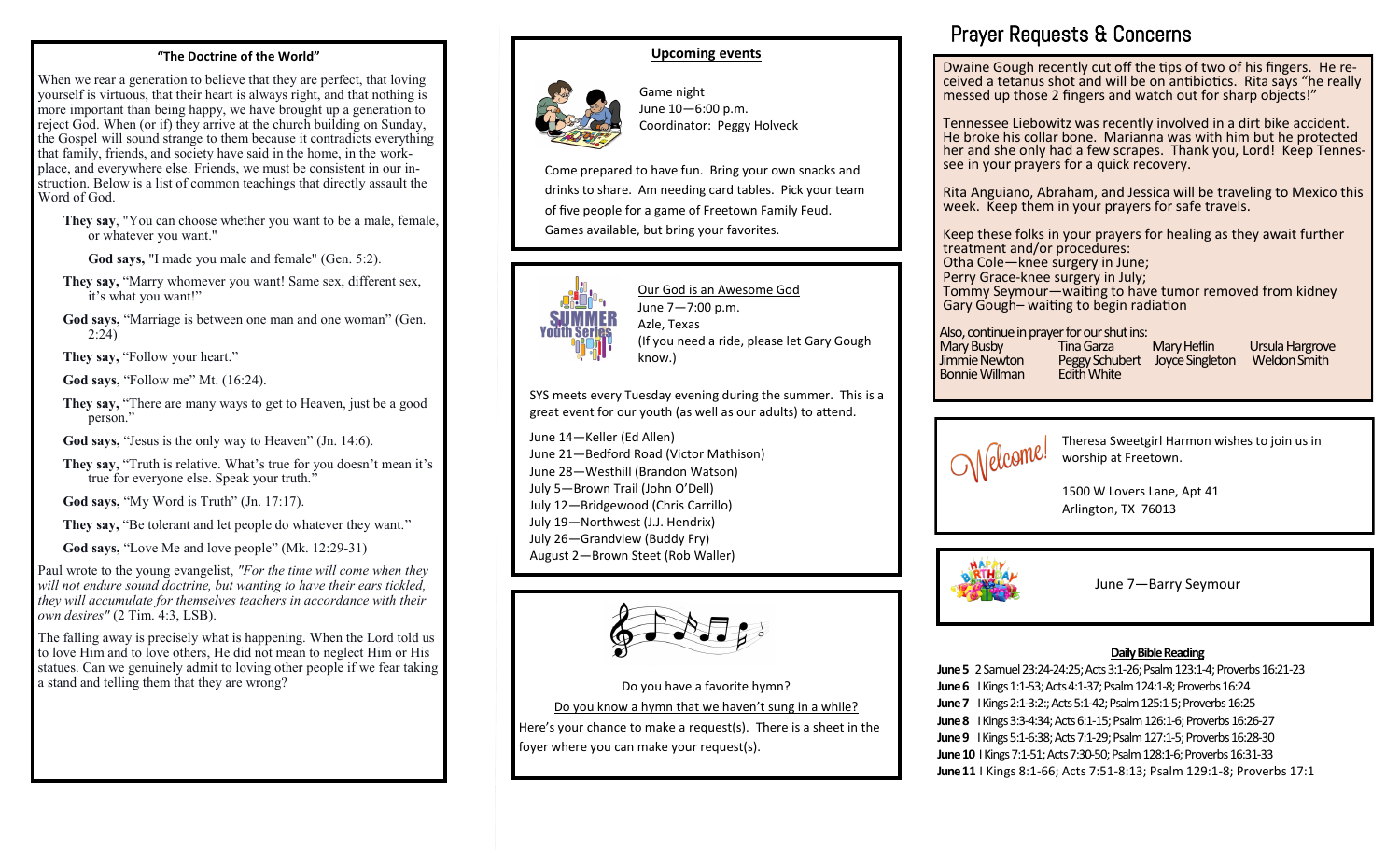## "The Doctrine of the World"

When we rear a generation to believe that they are perfect, that loving yourself is virtuous, that their heart is always right, and that nothing is more important than being happy, we have brought up a generation to reject God. When (or if) they arrive at the church building on Sunday, the Gospel will sound strange to them because it contradicts everything that family, friends, and society have said in the home, in the workplace, and everywhere else. Friends, we must be consistent in our instruction. Below is a list of common teachings that directly assault the Word of God.

**They say**, "You can choose whether you want to be a male, female, or whatever you want."

**God says,** "I made you male and female" (Gen. 5:2).

**They say,** "Marry whomever you want! Same sex, different sex, it's what you want!"

**God says,** "Marriage is between one man and one woman" (Gen. 2:24)

**They say,** "Follow your heart."

**God says,** "Follow me" Mt. (16:24).

**They say,** "There are many ways to get to Heaven, just be a good person."

**God says,** "Jesus is the only way to Heaven" (Jn. 14:6).

**They say,** "Truth is relative. What's true for you doesn't mean it's true for everyone else. Speak your truth."

**God says,** "My Word is Truth" (Jn. 17:17).

**They say,** "Be tolerant and let people do whatever they want."

**God says,** "Love Me and love people" (Mk. 12:29-31)

Paul wrote to the young evangelist, *"For the time will come when they will not endure sound doctrine, but wanting to have their ears tickled, they will accumulate for themselves teachers in accordance with their own desires"* (2 Tim. 4:3, LSB).

The falling away is precisely what is happening. When the Lord told us to love Him and to love others, He did not mean to neglect Him or His statues. Can we genuinely admit to loving other people if we fear taking a stand and telling them that they are wrong?

## Upcoming events

Game night
June 10—6:00 p.m.
Coordinator: Peggy Holveck

Come prepared to have fun. Bring your own snacks and drinks to share. Am needing card tables. Pick your team of five people for a game of Freetown Family Feud. Games available, but bring your favorites.

SUMMER Youth Series

Our God is an Awesome God
June 7—7:00 p.m.
Azle, Texas
(If you need a ride, please let Gary Gough know.)

SYS meets every Tuesday evening during the summer. This is a great event for our youth (as well as our adults) to attend.

June 14—Keller (Ed Allen)
June 21—Bedford Road (Victor Mathison)
June 28—Westhill (Brandon Watson)
July 5—Brown Trail (John O'Dell)
July 12—Bridgewood (Chris Carrillo)
July 19—Northwest (J.J. Hendrix)
July 26—Grandview (Buddy Fry)
August 2—Brown Steet (Rob Waller)

Do you have a favorite hymn?

Do you know a hymn that we haven't sung in a while?

Here's your chance to make a request(s). There is a sheet in the foyer where you can make your request(s).

## Prayer Requests & Concerns

Dwaine Gough recently cut off the tips of two of his fingers. He received a tetanus shot and will be on antibiotics. Rita says "he really messed up those 2 fingers and watch out for sharp objects!"

Tennessee Liebowitz was recently involved in a dirt bike accident. He broke his collar bone. Marianna was with him but he protected her and she only had a few scrapes. Thank you, Lord! Keep Tennessee in your prayers for a quick recovery.

Rita Anguiano, Abraham, and Jessica will be traveling to Mexico this week. Keep them in your prayers for safe travels.

Keep these folks in your prayers for healing as they await further treatment and/or procedures:
Otha Cole—knee surgery in June;
Perry Grace-knee surgery in July;
Tommy Seymour—waiting to have tumor removed from kidney
Gary Gough– waiting to begin radiation

Also, continue in prayer for our shut ins:

| | | | |
|---|---|---|---|
| Mary Busby | Tina Garza | Mary Heflin | Ursula Hargrove |
| Jimmie Newton | Peggy Schubert | Joyce Singleton | Weldon Smith |
| Bonnie Willman | Edith White | | |

Welcome!

Theresa Sweetgirl Harmon wishes to join us in worship at Freetown.

1500 W Lovers Lane, Apt 41
Arlington, TX 76013

Happy Birthday

June 7—Barry Seymour

### Daily Bible Reading

**June 5** 2 Samuel 23:24-24:25; Acts 3:1-26; Psalm 123:1-4; Proverbs 16:21-23
**June 6** I Kings 1:1-53; Acts 4:1-37; Psalm 124:1-8; Proverbs 16:24
**June 7** I Kings 2:1-3:2:; Acts 5:1-42; Psalm 125:1-5; Proverbs 16:25
**June 8** I Kings 3:3-4:34; Acts 6:1-15; Psalm 126:1-6; Proverbs 16:26-27
**June 9** I Kings 5:1-6:38; Acts 7:1-29; Psalm 127:1-5; Proverbs 16:28-30
**June 10** I Kings 7:1-51; Acts 7:30-50; Psalm 128:1-6; Proverbs 16:31-33
**June 11** I Kings 8:1-66; Acts 7:51-8:13; Psalm 129:1-8; Proverbs 17:1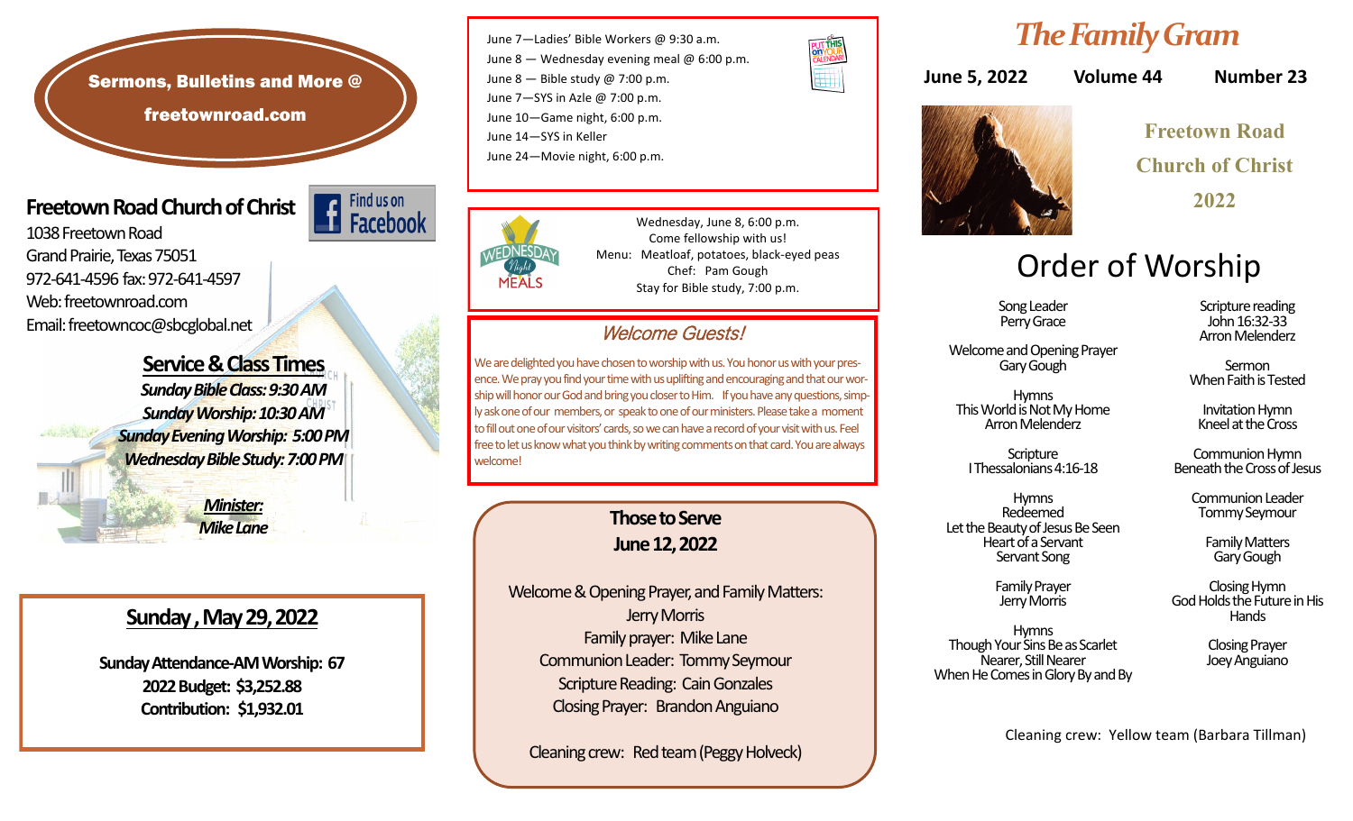**Sermons, Bulletins and More @**

**freetownroad.com**

## Freetown Road Church of Christ

1038 Freetown Road
Grand Prairie, Texas 75051
972-641-4596 fax: 972-641-4597
Web: freetownroad.com
Email: freetowncoc@sbcglobal.net

Find us on Facebook

### Service & Class Times

***Sunday Bible Class: 9:30 AM***
***Sunday Worship: 10:30 AM***
***Sunday Evening Worship: 5:00 PM***
***Wednesday Bible Study: 7:00 PM***

***Minister:***
***Mike Lane***

### Sunday, May 29, 2022

**Sunday Attendance-AM Worship: 67**
**2022 Budget: $3,252.88**
**Contribution: $1,931.01**

June 7—Ladies' Bible Workers @ 9:30 a.m.
June 8 — Wednesday evening meal @ 6:00 p.m.
June 8 — Bible study @ 7:00 p.m.
June 7—SYS in Azle @ 7:00 p.m.
June 10—Game night, 6:00 p.m.
June 14—SYS in Keller
June 24—Movie night, 6:00 p.m.

WEDNESDAY Night MEALS

Wednesday, June 8, 6:00 p.m.
Come fellowship with us!
Menu: Meatloaf, potatoes, black-eyed peas
Chef: Pam Gough
Stay for Bible study, 7:00 p.m.

### *Welcome Guests!*

We are delighted you have chosen to worship with us. You honor us with your presence. We pray you find your time with us uplifting and encouraging and that our worship will honor our God and bring you closer to Him. If you have any questions, simply ask one of our members, or speak to one of our ministers. Please take a moment to fill out one of our visitors' cards, so we can have a record of your visit with us. Feel free to let us know what you think by writing comments on that card. You are always welcome!

### Those to Serve
### June 12, 2022

Welcome & Opening Prayer, and Family Matters: Jerry Morris
Family prayer: Mike Lane
Communion Leader: Tommy Seymour
Scripture Reading: Cain Gonzales
Closing Prayer: Brandon Anguiano

Cleaning crew: Red team (Peggy Holveck)

# *The Family Gram*

**June 5, 2022** **Volume 44** **Number 23**

**Freetown Road**
**Church of Christ**
**2022**

## Order of Worship

Song Leader
Perry Grace

Welcome and Opening Prayer
Gary Gough

Hymns
This World is Not My Home
Arron Melenderz

Scripture
I Thessalonians 4:16-18

Hymns
Redeemed
Let the Beauty of Jesus Be Seen
Heart of a Servant
Servant Song

Family Prayer
Jerry Morris

Hymns
Though Your Sins Be as Scarlet
Nearer, Still Nearer
When He Comes in Glory By and By

Scripture reading
John 16:32-33
Arron Melenderz

Sermon
When Faith is Tested

Invitation Hymn
Kneel at the Cross

Communion Hymn
Beneath the Cross of Jesus

Communion Leader
Tommy Seymour

Family Matters
Gary Gough

Closing Hymn
God Holds the Future in His Hands

Closing Prayer
Joey Anguiano

Cleaning crew: Yellow team (Barbara Tillman)